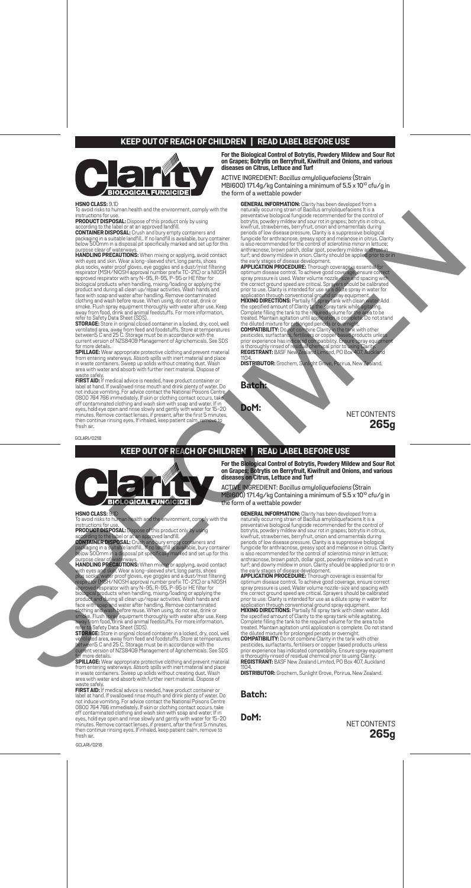# KEEP OUT OF REACH OF CHILDREN | READ LABEL BEFORE USE

**Clarity**
BIOLOGICAL FUNGICIDE

**For the Biological Control of Botrytis, Powdery Mildew and Sour Rot on Grapes; Botrytis on Berryfruit, Kiwifruit and Onions, and various diseases on Citrus, Lettuce and Turf**

ACTIVE INGREDIENT: *Bacillus amyloliquefaciens* (Strain MBI600) 171.4g/kg Containing a minimum of 5.5 x $10^{10}$ cfu/g in the form of a wettable powder

**HSNO CLASS:** 9.1D
To avoid risks to human health and the environment, comply with the instructions for use.

**PRODUCT DISPOSAL:** Dispose of this product only by using according to the label or at an approved landfill.

**CONTAINER DISPOSAL:** Crush and bury empty containers and packaging in a suitable landfill.. If no landfill is available, bury container below 500mm in a disposal pit specifically marked and set up for this purpose clear of waterways.

**HANDLING PRECAUTIONS:** When mixing or applying, avoid contact with eyes and skin. Wear a long–sleeved shirt, long pants, shoes plus socks, water proof gloves, eye goggles and a dust/mist filtering respirator (MSH/NIOSH approval number prefix TC–21C) or a NIOSH approved respirator with any N–95, R–95, P–95 or HE filter for biological products when handling, mixing/loading or applying the product and during all clean up/repair activities. Wash hands and face with soap and water after handling. Remove contaminated clothing and wash before reuse. When using, do not eat, drink or smoke. Flush spray equipment thoroughly with water after use. Keep away from food, drink and animal feedstuffs. For more information, refer to Safety Data Sheet (SDS).

**STORAGE:** Store in original closed container in a locked, dry, cool, well ventilated area, away from feed and foodstuffs. Store at temperatures between5 C and 25 C. Storage must be in accordance with the current version of NZS8409 Management of Agrichemicals. See SDS for more details.

**SPILLAGE:** Wear appropriate protective clothing and prevent material from entering waterways. Absorb spills with inert material and place in waste containers. Sweep up solids without creating dust. Wash area with water and absorb with further inert material. Dispose of waste safely.

**FIRST AID:** If medical advice is needed, have product container or label at hand. If swallowed rinse mouth and drink plenty of water. Do not induce vomiting. For advice contact the National Poisons Centre 0800 764 766 immediately. If skin or clothing contact occurs, take off contaminated clothing and wash skin with soap and water. If in eyes, hold eye open and rinse slowly and gently with water for 15–20 minutes. Remove contact lenses, if present, after the first 5 minutes, then continue rinsing eyes. If inhaled, keep patient calm, remove to fresh air.

**GENERAL INFORMATION:** Clarity has been developed from a naturally occurring strain of Bacillus amyloliquefaciens It is a preventative biological fungicide recommended for the control of botrytis, powdery mildew and sour rot in grapes; botrytis in citrus, kiwifruit, strawberries, berryfruit, onion and ornamentals during periods of low disease pressure. Clarity is a suppressive biological fungicide for anthracnose, greasy spot and melanose in citrus. Clarity is also recommended for the control of *sclerotinia minor* in lettuce; anthracnose, brown patch, dollar spot, powdery mildew and rust in turf; and downy mildew in onion. Clarity should be applied prior to or in the early stages of disease development.

**APPLICATION PROCEDURE:** Thorough coverage is essential for optimum disease control. To achieve good coverage, ensure correct spray pressure is used. Water volume nozzle–size and spacing with the correct ground speed are critical. Sprayers should be calibrated prior to use. Clarity is intended for use as a dilute spray in water for application through conventional ground spray equipment.

**MIXING DIRECTIONS:** Partially fill spray tank with clean water. Add the specified amount of Clarity to the spray tank while agitating. Complete filling the tank to the required volume for the area to be treated. Maintain agitation until application is complete. Do not stand the diluted mixture for prolonged periods or overnight.

**COMPATIBILITY:** Do not combine Clarity in the tank with other pesticides, surfactants, fertilisers or copper based products unless prior experience has indicated compatibility. Ensure spray equipment is thoroughly rinsed of residual chemical prior to using Clarity.

**REGISTRANT:** BASF New Zealand Limited, PO Box 407, Auckland 1104.

**DISTRIBUTOR:** Grochem, Sunlight Grove, Porirua, New Zealand.

**Batch:**

**DoM:**

NET CONTENTS **265g**

GCLAR1/0218

# KEEP OUT OF REACH OF CHILDREN | READ LABEL BEFORE USE

**Clarity**
BIOLOGICAL FUNGICIDE

**For the Biological Control of Botrytis, Powdery Mildew and Sour Rot on Grapes; Botrytis on Berryfruit, Kiwifruit and Onions, and various diseases on Citrus, Lettuce and Turf**

ACTIVE INGREDIENT: *Bacillus amyloliquefaciens* (Strain MBI600) 171.4g/kg Containing a minimum of 5.5 x $10^{10}$ cfu/g in the form of a wettable powder

**HSNO CLASS:** 9.1D
To avoid risks to human health and the environment, comply with the instructions for use.

**PRODUCT DISPOSAL:** Dispose of this product only by using according to the label or at an approved landfill.

**CONTAINER DISPOSAL:** Crush and bury empty containers and packaging in a suitable landfill.. If no landfill is available, bury container below 500mm in a disposal pit specifically marked and set up for this purpose clear of waterways.

**HANDLING PRECAUTIONS:** When mixing or applying, avoid contact with eyes and skin. Wear a long–sleeved shirt, long pants, shoes plus socks, water proof gloves, eye goggles and a dust/mist filtering respirator (MSH/NIOSH approval number prefix TC–21C) or a NIOSH approved respirator with any N–95, R–95, P–95 or HE filter for biological products when handling, mixing/loading or applying the product and during all clean up/repair activities. Wash hands and face with soap and water after handling. Remove contaminated clothing and wash before reuse. When using, do not eat, drink or smoke. Flush spray equipment thoroughly with water after use. Keep away from food, drink and animal feedstuffs. For more information, refer to Safety Data Sheet (SDS).

**STORAGE:** Store in original closed container in a locked, dry, cool, well ventilated area, away from feed and foodstuffs. Store at temperatures between5 C and 25 C. Storage must be in accordance with the current version of NZS8409 Management of Agrichemicals. See SDS for more details.

**SPILLAGE:** Wear appropriate protective clothing and prevent material from entering waterways. Absorb spills with inert material and place in waste containers. Sweep up solids without creating dust. Wash area with water and absorb with further inert material. Dispose of waste safely.

**FIRST AID:** If medical advice is needed, have product container or label at hand. If swallowed rinse mouth and drink plenty of water. Do not induce vomiting. For advice contact the National Poisons Centre 0800 764 766 immediately. If skin or clothing contact occurs, take off contaminated clothing and wash skin with soap and water. If in eyes, hold eye open and rinse slowly and gently with water for 15–20 minutes. Remove contact lenses, if present, after the first 5 minutes, then continue rinsing eyes. If inhaled, keep patient calm, remove to fresh air.

**GENERAL INFORMATION:** Clarity has been developed from a naturally occurring strain of Bacillus amyloliquefaciens It is a preventative biological fungicide recommended for the control of botrytis, powdery mildew and sour rot in grapes; botrytis in citrus, kiwifruit, strawberries, berryfruit, onion and ornamentals during periods of low disease pressure. Clarity is a suppressive biological fungicide for anthracnose, greasy spot and melanose in citrus. Clarity is also recommended for the control of *sclerotinia minor* in lettuce; anthracnose, brown patch, dollar spot, powdery mildew and rust in turf; and downy mildew in onion. Clarity should be applied prior to or in the early stages of disease development.

**APPLICATION PROCEDURE:** Thorough coverage is essential for optimum disease control. To achieve good coverage, ensure correct spray pressure is used. Water volume nozzle–size and spacing with the correct ground speed are critical. Sprayers should be calibrated prior to use. Clarity is intended for use as a dilute spray in water for application through conventional ground spray equipment.

**MIXING DIRECTIONS:** Partially fill spray tank with clean water. Add the specified amount of Clarity to the spray tank while agitating. Complete filling the tank to the required volume for the area to be treated. Maintain agitation until application is complete. Do not stand the diluted mixture for prolonged periods or overnight.

**COMPATIBILITY:** Do not combine Clarity in the tank with other pesticides, surfactants, fertilisers or copper based products unless prior experience has indicated compatibility. Ensure spray equipment is thoroughly rinsed of residual chemical prior to using Clarity.

**REGISTRANT:** BASF New Zealand Limited, PO Box 407, Auckland 1104.

**DISTRIBUTOR:** Grochem, Sunlight Grove, Porirua, New Zealand.

**Batch:**

**DoM:**

NET CONTENTS **265g**

GCLAR/0218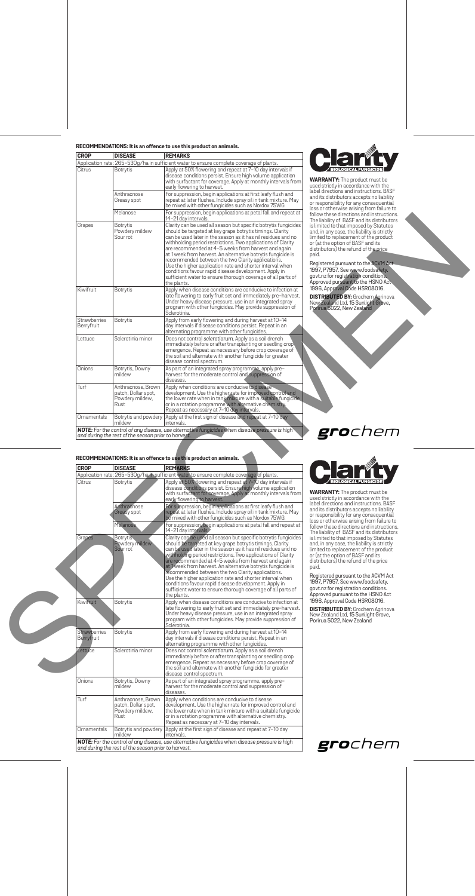SPECIMEN

**RECOMMENDATIONS: It is an offence to use this product on animals.**

| CROP | DISEASE | REMARKS |
|---|---|---|
| Application rate: 265–530g/ha in sufficient water to ensure complete coverage of plants. | | |
| Citrus | Botrytis | Apply at 50% flowering and repeat at 7–10 day intervals if disease conditions persist. Ensure high volume application with surfactant for coverage. Apply at monthly intervals from early flowering to harvest. |
| | Anthracnose Greasy spot | For suppression, begin applications at first leafy flush and repeat at later flushes. Include spray oil in tank mixture. May be mixed with other fungicides such as Nordox 75WG. |
| | Melanose | For suppression, begin applications at petal fall and repeat at 14–21 day intervals. |
| Grapes | Botrytis Powdery mildew Sour rot | Clarity can be used all season but specific botrytis fungicides should be targeted at key grape botrytis timings. Clarity can be used later in the season as it has nil residues and no withholding period restrictions. Two applications of Clarity are recommended at 4–5 weeks from harvest and again at 1 week from harvest. An alternative botrytis fungicide is recommended between the two Clarity applications. Use the higher application rate and shorter interval when conditions favour rapid disease development. Apply in sufficient water to ensure thorough coverage of all parts of the plants. |
| Kiwifruit | Botrytis | Apply when disease conditions are conducive to infection at late flowering to early fruit set and immediately pre-harvest. Under heavy disease pressure, use in an integrated spray program with other fungicides. May provide suppression of Sclerotinia. |
| Strawberries Berryfruit | Botrytis | Apply from early flowering and during harvest at 10–14 day intervals if disease conditions persist. Repeat in an alternating programme with other fungicides. |
| Lettuce | Sclerotinia minor | Does not control sclerotiorum. Apply as a soil drench immediately before or after transplanting or seedling crop emergence. Repeat as necessary before crop coverage of the soil and alternate with another fungicide for greater disease control spectrum. |
| Onions | Botrytis, Downy mildew | As part of an integrated spray programme, apply pre-harvest for the moderate control and suppression of diseases. |
| Turf | Anthracnose, Brown patch, Dollar spot, Powdery mildew, Rust | Apply when conditions are conducive to disease development. Use the higher rate for improved control and the lower rate when in tank mixture with a suitable fungicide or in a rotation programme with alternative chemistry. Repeat as necessary at 7–10 day intervals. |
| Ornamentals | Botrytis and powdery mildew | Apply at the first sign of disease and repeat at 7–10 day intervals. |

***NOTE:** For the control of any disease, use alternative fungicides when disease pressure is high and during the rest of the season prior to harvest.*

**Clarity**
BIOLOGICAL FUNGICIDE

**WARRANTY:** The product must be used strictly in accordance with the label directions and instructions. BASF and its distributors accepts no liability or responsibility for any consequential loss or otherwise arising from failure to follow these directions and instructions. The liability of BASF and its distributors is limited to that imposed by Statutes and, in any case, the liability is strictly limited to replacement of the product or (at the option of BASF and its distributors) the refund of the price paid.

Registered pursuant to the ACVM Act 1997, P7957. See www.foodsafety.govt.nz for registration conditions. Approved pursuant to the HSNO Act 1996, Approval Code HSR08016.

**DISTRIBUTED BY:** Grochem Agrinova New Zealand Ltd, 15 Sunlight Grove, Porirua 5022, New Zealand

grochem

**RECOMMENDATIONS: It is an offence to use this product on animals.**

| CROP | DISEASE | REMARKS |
|---|---|---|
| Application rate: 265–530g/ha in sufficient water to ensure complete coverage of plants. | | |
| Citrus | Botrytis | Apply at 50% flowering and repeat at 7–10 day intervals if disease conditions persist. Ensure high volume application with surfactant for coverage. Apply at monthly intervals from early flowering to harvest. |
| | Anthracnose Greasy spot | For suppression, begin applications at first leafy flush and repeat at later flushes. Include spray oil in tank mixture. May be mixed with other fungicides such as Nordox 75WG. |
| | Melanose | For suppression, begin applications at petal fall and repeat at 14–21 day intervals. |
| Grapes | Botrytis Powdery mildew Sour rot | Clarity can be used all season but specific botrytis fungicides should be targeted at key grape botrytis timings. Clarity can be used later in the season as it has nil residues and no withholding period restrictions. Two applications of Clarity are recommended at 4–5 weeks from harvest and again at 1 week from harvest. An alternative botrytis fungicide is recommended between the two Clarity applications. Use the higher application rate and shorter interval when conditions favour rapid disease development. Apply in sufficient water to ensure thorough coverage of all parts of the plants. |
| Kiwifruit | Botrytis | Apply when disease conditions are conducive to infection at late flowering to early fruit set and immediately pre-harvest. Under heavy disease pressure, use in an integrated spray program with other fungicides. May provide suppression of Sclerotinia. |
| Strawberries Berryfruit | Botrytis | Apply from early flowering and during harvest at 10–14 day intervals if disease conditions persist. Repeat in an alternating programme with other fungicides. |
| Lettuce | Sclerotinia minor | Does not control sclerotiorum. Apply as a soil drench immediately before or after transplanting or seedling crop emergence. Repeat as necessary before crop coverage of the soil and alternate with another fungicide for greater disease control spectrum. |
| Onions | Botrytis, Downy mildew | As part of an integrated spray programme, apply pre-harvest for the moderate control and suppression of diseases. |
| Turf | Anthracnose, Brown patch, Dollar spot, Powdery mildew, Rust | Apply when conditions are conducive to disease development. Use the higher rate for improved control and the lower rate when in tank mixture with a suitable fungicide or in a rotation programme with alternative chemistry. Repeat as necessary at 7–10 day intervals. |
| Ornamentals | Botrytis and powdery mildew | Apply at the first sign of disease and repeat at 7–10 day intervals. |

***NOTE:** For the control of any disease, use alternative fungicides when disease pressure is high and during the rest of the season prior to harvest.*

**Clarity**
BIOLOGICAL FUNGICIDE

**WARRANTY:** The product must be used strictly in accordance with the label directions and instructions. BASF and its distributors accepts no liability or responsibility for any consequential loss or otherwise arising from failure to follow these directions and instructions. The liability of BASF and its distributors is limited to that imposed by Statutes and, in any case, the liability is strictly limited to replacement of the product or (at the option of BASF and its distributors) the refund of the price paid.

Registered pursuant to the ACVM Act 1997, P7957. See www.foodsafety.govt.nz for registration conditions. Approved pursuant to the HSNO Act 1996, Approval Code HSR08016.

**DISTRIBUTED BY:** Grochem Agrinova New Zealand Ltd, 15 Sunlight Grove, Porirua 5022, New Zealand

grochem